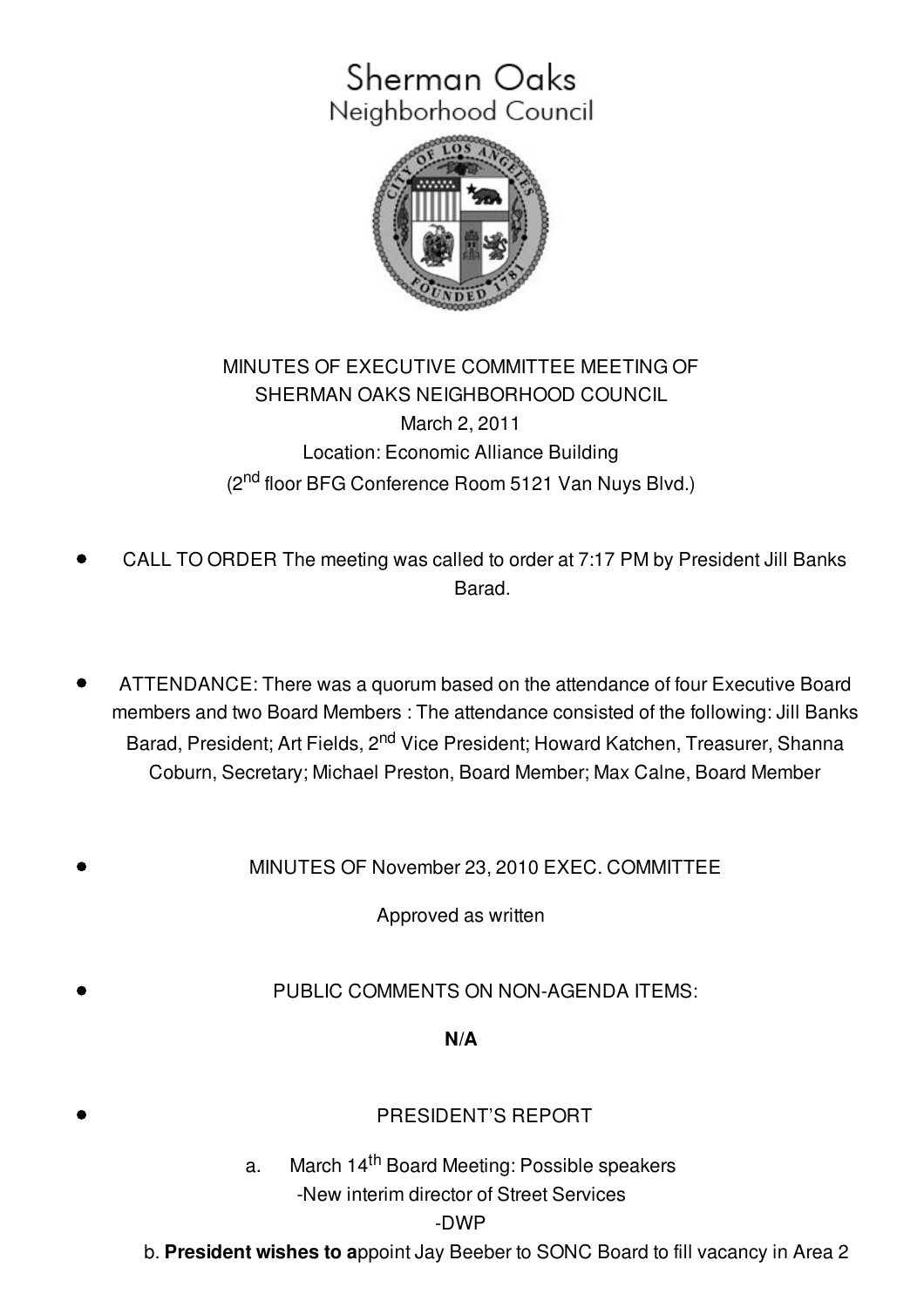Sherman Oaks
Neighborhood Council

MINUTES OF EXECUTIVE COMMITTEE MEETING OF
SHERMAN OAKS NEIGHBORHOOD COUNCIL
March 2, 2011
Location: Economic Alliance Building
(2nd floor BFG Conference Room 5121 Van Nuys Blvd.)

- CALL TO ORDER The meeting was called to order at 7:17 PM by President Jill Banks Barad.

- ATTENDANCE: There was a quorum based on the attendance of four Executive Board members and two Board Members : The attendance consisted of the following: Jill Banks Barad, President; Art Fields, 2nd Vice President; Howard Katchen, Treasurer, Shanna Coburn, Secretary; Michael Preston, Board Member; Max Calne, Board Member

- MINUTES OF November 23, 2010 EXEC. COMMITTEE

  Approved as written

- PUBLIC COMMENTS ON NON-AGENDA ITEMS:

  **N/A**

- PRESIDENT'S REPORT

  a. March 14th Board Meeting: Possible speakers
     -New interim director of Street Services
     -DWP

  b. **President wishes to a**ppoint Jay Beeber to SONC Board to fill vacancy in Area 2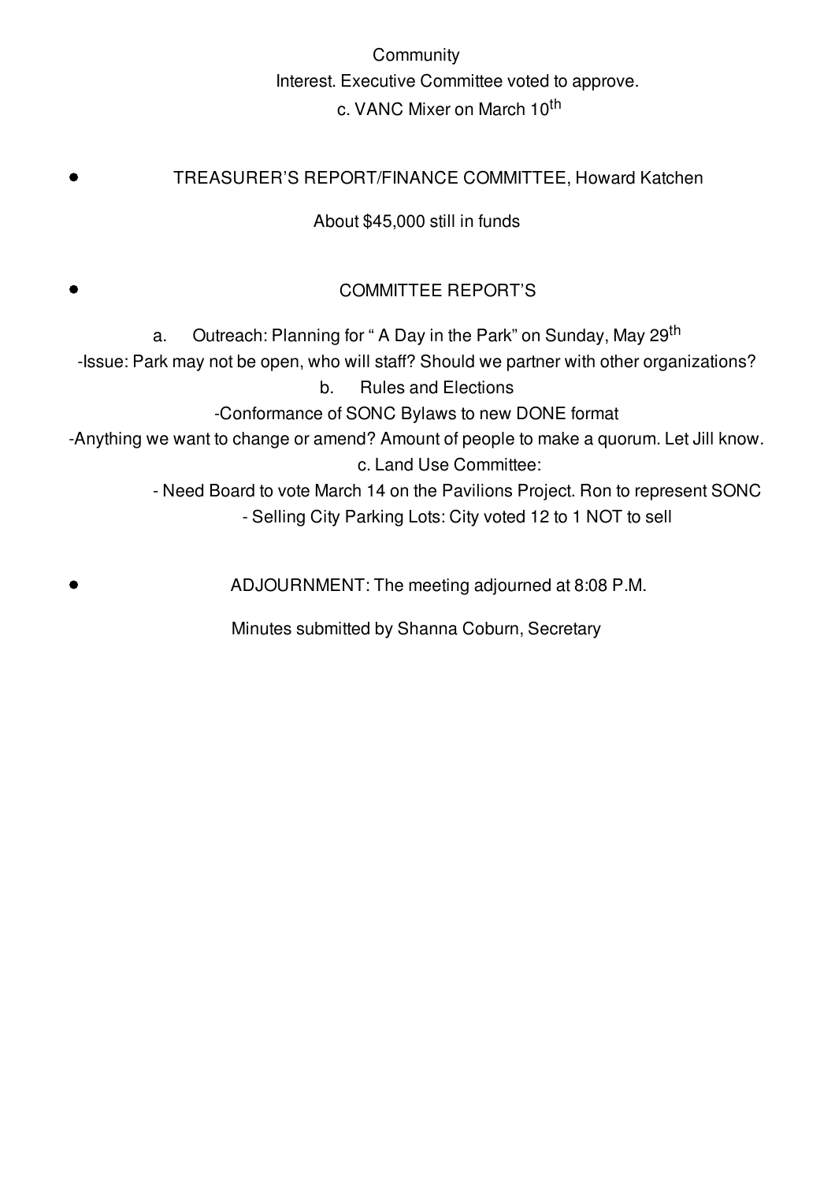Community
Interest. Executive Committee voted to approve.
c. VANC Mixer on March 10th

- TREASURER'S REPORT/FINANCE COMMITTEE, Howard Katchen

About $45,000 still in funds

- COMMITTEE REPORT'S

a. Outreach: Planning for " A Day in the Park" on Sunday, May 29th
-Issue: Park may not be open, who will staff? Should we partner with other organizations?
b. Rules and Elections
-Conformance of SONC Bylaws to new DONE format
-Anything we want to change or amend? Amount of people to make a quorum. Let Jill know.
c. Land Use Committee:
- Need Board to vote March 14 on the Pavilions Project. Ron to represent SONC
- Selling City Parking Lots: City voted 12 to 1 NOT to sell

- ADJOURNMENT: The meeting adjourned at 8:08 P.M.

Minutes submitted by Shanna Coburn, Secretary